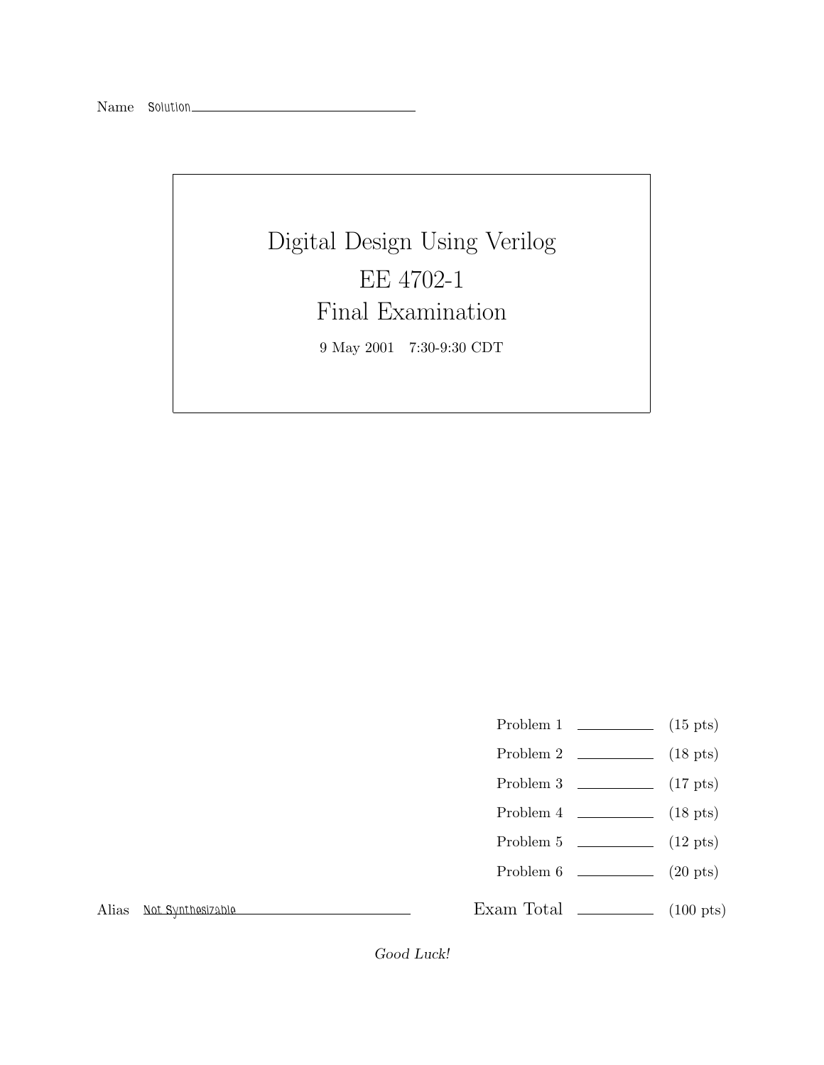Name Solution

# Digital Design Using Verilog

# EE 4702-1

# Final Examination

9 May 2001 7:30-9:30 CDT

| | | |
|---|---|---|
| Problem 1 | | (15 pts) |
| Problem 2 | | (18 pts) |
| Problem 3 | | (17 pts) |
| Problem 4 | | (18 pts) |
| Problem 5 | | (12 pts) |
| Problem 6 | | (20 pts) |
| Exam Total | | (100 pts) |

Alias Not Synthesizable

*Good Luck!*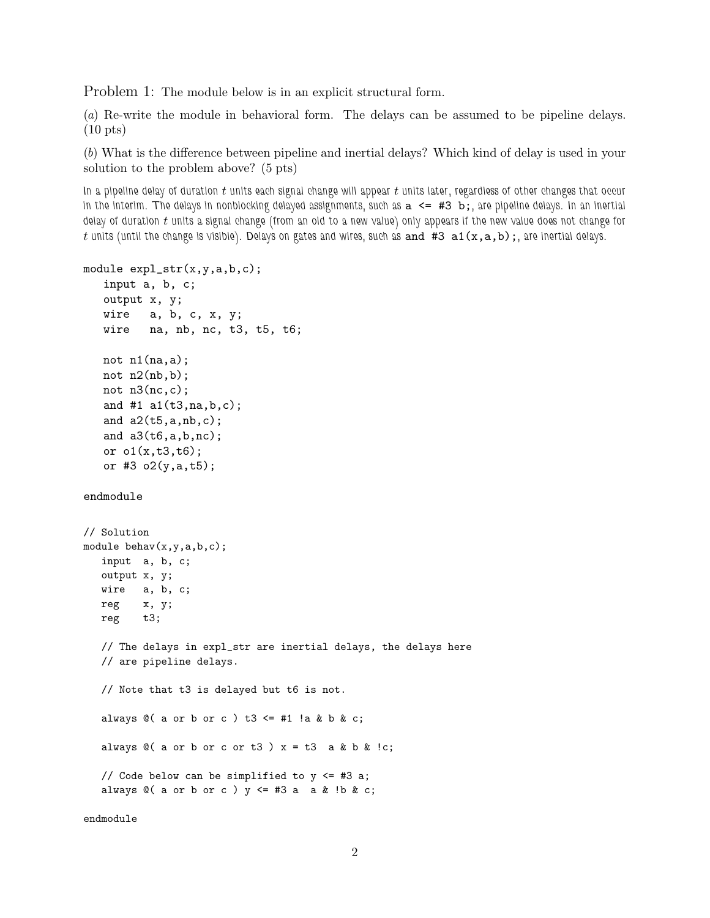Problem 1: The module below is in an explicit structural form.

(*a*) Re-write the module in behavioral form. The delays can be assumed to be pipeline delays. (10 pts)

(*b*) What is the difference between pipeline and inertial delays? Which kind of delay is used in your solution to the problem above? (5 pts)

In a pipeline delay of duration $t$ units each signal change will appear $t$ units later, regardless of other changes that occur in the interim. The delays in nonblocking delayed assignments, such as `a <= #3 b;`, are pipeline delays. In an inertial delay of duration $t$ units a signal change (from an old to a new value) only appears if the new value does not change for $t$ units (until the change is visible). Delays on gates and wires, such as `and #3 a1(x,a,b);`, are inertial delays.

```
module expl_str(x,y,a,b,c);
   input a, b, c;
   output x, y;
   wire   a, b, c, x, y;
   wire   na, nb, nc, t3, t5, t6;

   not n1(na,a);
   not n2(nb,b);
   not n3(nc,c);
   and #1 a1(t3,na,b,c);
   and a2(t5,a,nb,c);
   and a3(t6,a,b,nc);
   or o1(x,t3,t6);
   or #3 o2(y,a,t5);

endmodule


// Solution
module behav(x,y,a,b,c);
   input  a, b, c;
   output x, y;
   wire   a, b, c;
   reg    x, y;
   reg    t3;

   // The delays in expl_str are inertial delays, the delays here
   // are pipeline delays.

   // Note that t3 is delayed but t6 is not.

   always @( a or b or c ) t3 <= #1 !a & b & c;

   always @( a or b or c or t3 ) x = t3  a & b & !c;

   // Code below can be simplified to y <= #3 a;
   always @( a or b or c ) y <= #3 a  a & !b & c;

endmodule
```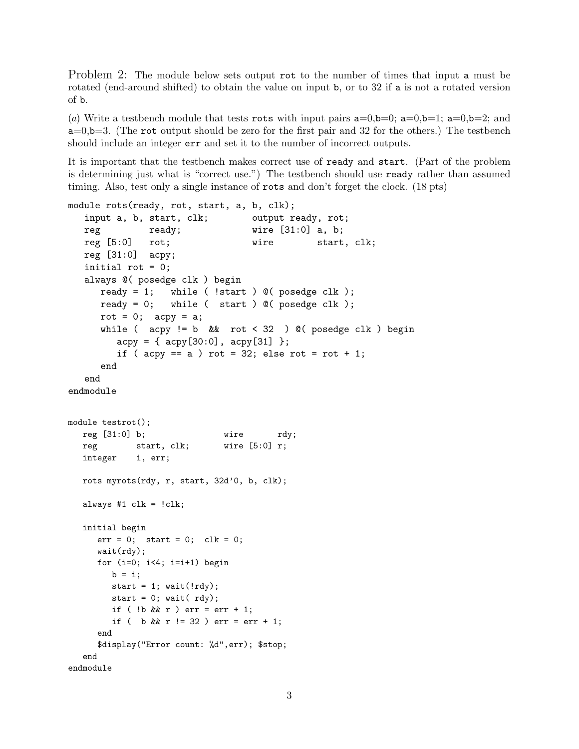Problem 2: The module below sets output rot to the number of times that input a must be rotated (end-around shifted) to obtain the value on input b, or to 32 if a is not a rotated version of b.

(*a*) Write a testbench module that tests rots with input pairs a=0,b=0; a=0,b=1; a=0,b=2; and a=0,b=3. (The rot output should be zero for the first pair and 32 for the others.) The testbench should include an integer err and set it to the number of incorrect outputs.

It is important that the testbench makes correct use of ready and start. (Part of the problem is determining just what is "correct use.") The testbench should use ready rather than assumed timing. Also, test only a single instance of rots and don't forget the clock. (18 pts)

```
module rots(ready, rot, start, a, b, clk);
   input a, b, start, clk;        output ready, rot;
   reg         ready;             wire [31:0] a, b;
   reg [5:0]   rot;               wire        start, clk;
   reg [31:0]  acpy;
   initial rot = 0;
   always @( posedge clk ) begin
      ready = 1;   while ( !start ) @( posedge clk );
      ready = 0;   while (  start ) @( posedge clk );
      rot = 0;  acpy = a;
      while (  acpy != b  &&  rot < 32  ) @( posedge clk ) begin
         acpy = { acpy[30:0], acpy[31] };
         if ( acpy == a ) rot = 32; else rot = rot + 1;
      end
   end
endmodule


module testrot();
   reg [31:0] b;               wire       rdy;
   reg        start, clk;      wire [5:0] r;
   integer    i, err;

   rots myrots(rdy, r, start, 32d'0, b, clk);

   always #1 clk = !clk;

   initial begin
      err = 0;  start = 0;  clk = 0;
      wait(rdy);
      for (i=0; i<4; i=i+1) begin
         b = i;
         start = 1; wait(!rdy);
         start = 0; wait( rdy);
         if ( !b && r ) err = err + 1;
         if (  b && r != 32 ) err = err + 1;
      end
      $display("Error count: %d",err); $stop;
   end
endmodule
```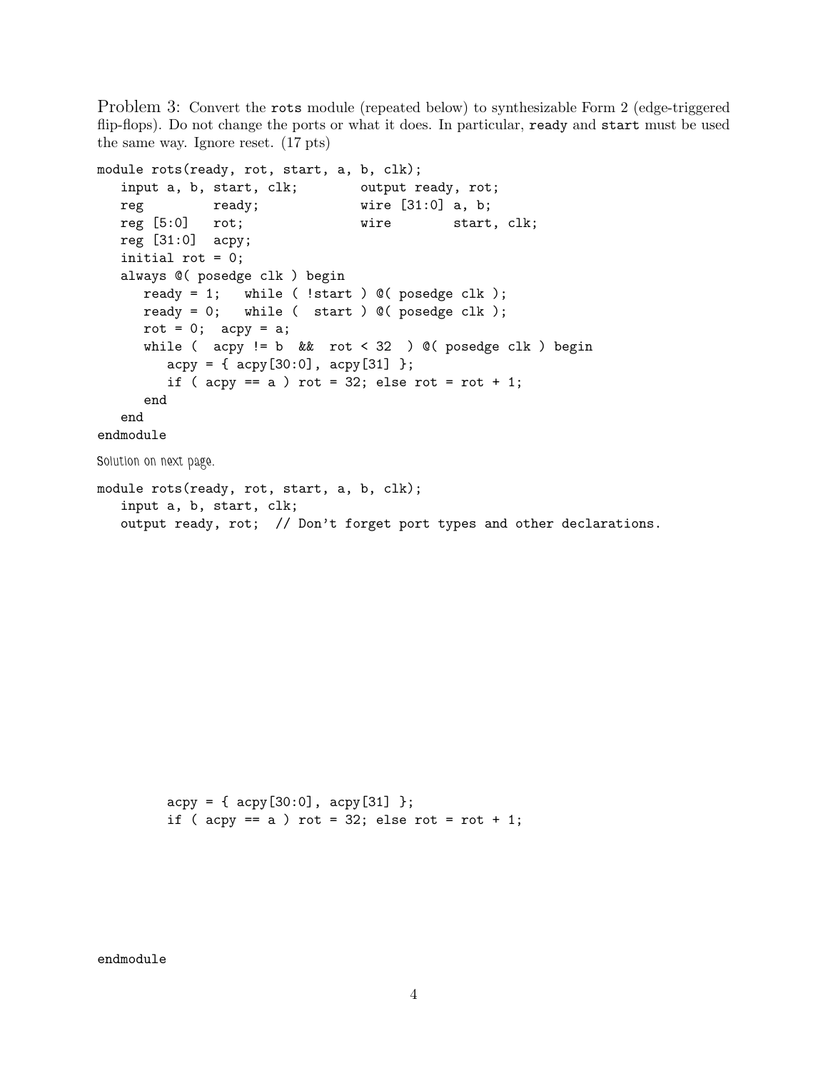Problem 3: Convert the `rots` module (repeated below) to synthesizable Form 2 (edge-triggered flip-flops). Do not change the ports or what it does. In particular, `ready` and `start` must be used the same way. Ignore reset. (17 pts)

```
module rots(ready, rot, start, a, b, clk);
   input a, b, start, clk;        output ready, rot;
   reg         ready;             wire [31:0] a, b;
   reg [5:0]   rot;               wire        start, clk;
   reg [31:0]  acpy;
   initial rot = 0;
   always @( posedge clk ) begin
      ready = 1;   while ( !start ) @( posedge clk );
      ready = 0;   while (  start ) @( posedge clk );
      rot = 0;  acpy = a;
      while (  acpy != b  &&  rot < 32  ) @( posedge clk ) begin
         acpy = { acpy[30:0], acpy[31] };
         if ( acpy == a ) rot = 32; else rot = rot + 1;
      end
   end
endmodule
```

Solution on next page.

```
module rots(ready, rot, start, a, b, clk);
   input a, b, start, clk;
   output ready, rot;  // Don't forget port types and other declarations.











         acpy = { acpy[30:0], acpy[31] };
         if ( acpy == a ) rot = 32; else rot = rot + 1;






endmodule
```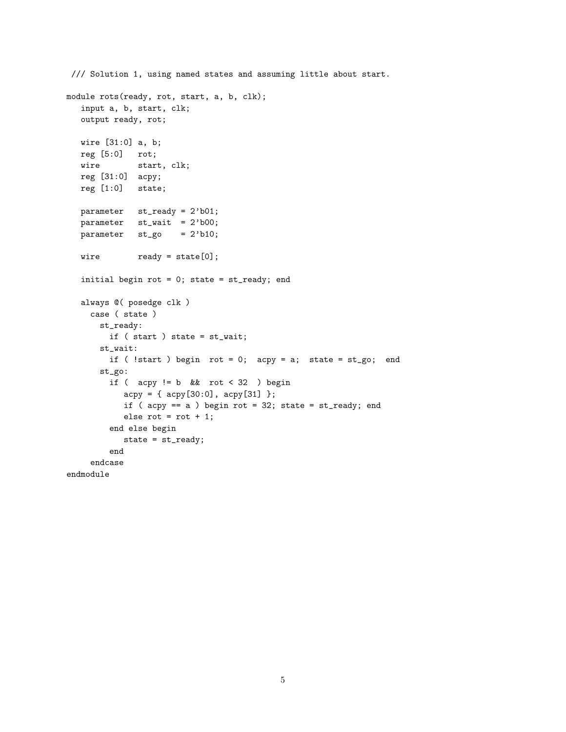```
/// Solution 1, using named states and assuming little about start.

module rots(ready, rot, start, a, b, clk);
   input a, b, start, clk;
   output ready, rot;

   wire [31:0] a, b;
   reg [5:0]   rot;
   wire        start, clk;
   reg [31:0]  acpy;
   reg [1:0]   state;

   parameter   st_ready = 2'b01;
   parameter   st_wait  = 2'b00;
   parameter   st_go    = 2'b10;

   wire        ready = state[0];

   initial begin rot = 0; state = st_ready; end

   always @( posedge clk )
     case ( state )
       st_ready:
         if ( start ) state = st_wait;
       st_wait:
         if ( !start ) begin  rot = 0;  acpy = a;  state = st_go;  end
       st_go:
         if (  acpy != b  &&  rot < 32  ) begin
            acpy = { acpy[30:0], acpy[31] };
            if ( acpy == a ) begin rot = 32; state = st_ready; end
            else rot = rot + 1;
         end else begin
            state = st_ready;
         end
     endcase
endmodule
```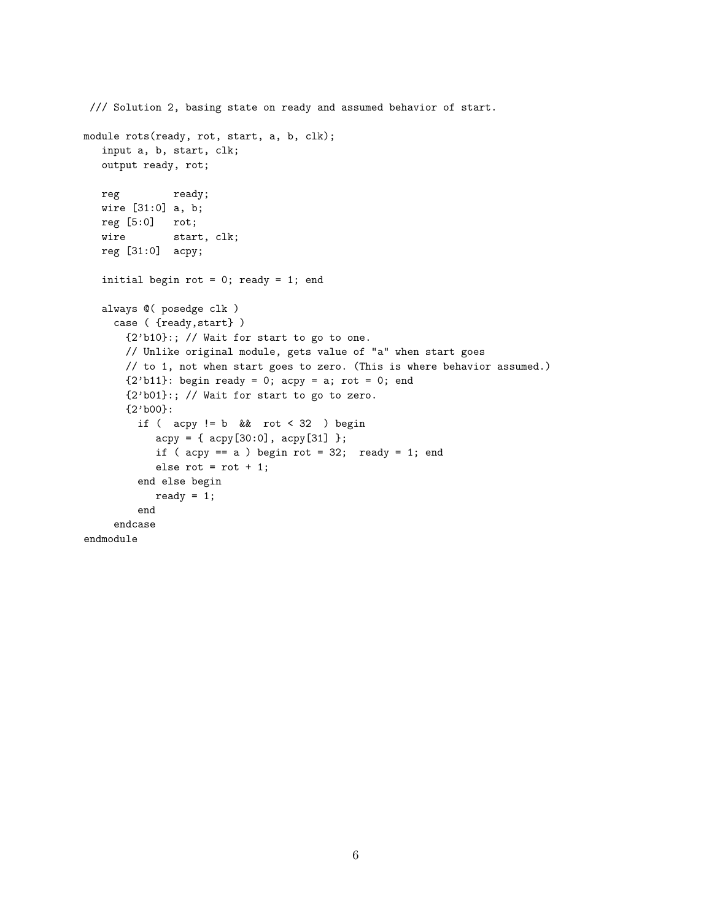```
/// Solution 2, basing state on ready and assumed behavior of start.

module rots(ready, rot, start, a, b, clk);
   input a, b, start, clk;
   output ready, rot;

   reg         ready;
   wire [31:0] a, b;
   reg [5:0]   rot;
   wire        start, clk;
   reg [31:0]  acpy;

   initial begin rot = 0; ready = 1; end

   always @( posedge clk )
     case ( {ready,start} )
       {2'b10}:; // Wait for start to go to one.
       // Unlike original module, gets value of "a" when start goes
       // to 1, not when start goes to zero. (This is where behavior assumed.)
       {2'b11}: begin ready = 0; acpy = a; rot = 0; end
       {2'b01}:; // Wait for start to go to zero.
       {2'b00}:
         if (  acpy != b  &&  rot < 32  ) begin
            acpy = { acpy[30:0], acpy[31] };
            if ( acpy == a ) begin rot = 32;  ready = 1; end
            else rot = rot + 1;
         end else begin
            ready = 1;
         end
     endcase
endmodule
```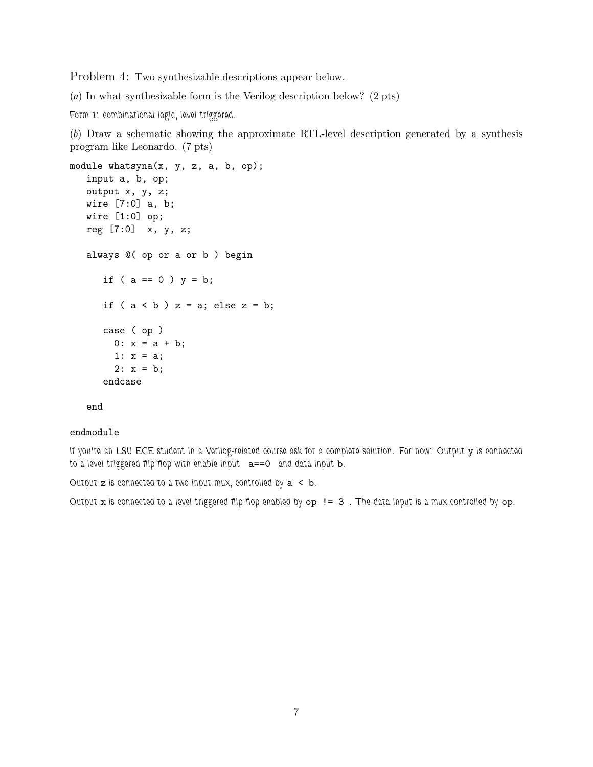Problem 4: Two synthesizable descriptions appear below.

(*a*) In what synthesizable form is the Verilog description below? (2 pts)

Form 1: combinational logic, level triggered.

(*b*) Draw a schematic showing the approximate RTL-level description generated by a synthesis program like Leonardo. (7 pts)

```
module whatsyna(x, y, z, a, b, op);
   input a, b, op;
   output x, y, z;
   wire [7:0] a, b;
   wire [1:0] op;
   reg [7:0]  x, y, z;

   always @( op or a or b ) begin

      if ( a == 0 ) y = b;

      if ( a < b ) z = a; else z = b;

      case ( op )
        0: x = a + b;
        1: x = a;
        2: x = b;
      endcase

   end

endmodule
```

If you're an LSU ECE student in a Verilog-related course ask for a complete solution. For now: Output `y` is connected to a level-triggered flip-flop with enable input `a==0` and data input `b`.

Output `z` is connected to a two-input mux, controlled by `a < b`.

Output `x` is connected to a level triggered flip-flop enabled by `op != 3` . The data input is a mux controlled by `op`.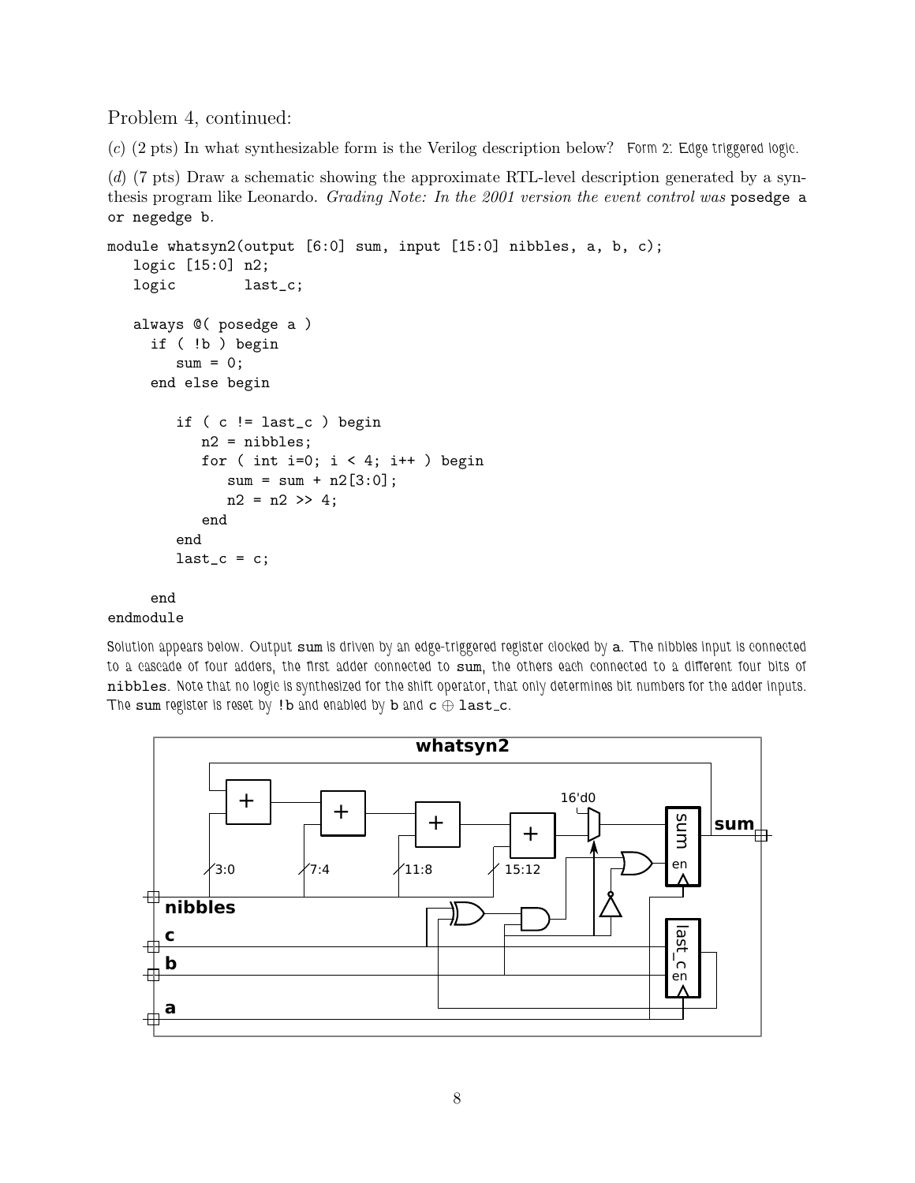Problem 4, continued:

(*c*) (2 pts) In what synthesizable form is the Verilog description below? Form 2: Edge triggered logic.

(*d*) (7 pts) Draw a schematic showing the approximate RTL-level description generated by a synthesis program like Leonardo. *Grading Note: In the 2001 version the event control was* `posedge a or negedge b`*.*

```
module whatsyn2(output [6:0] sum, input [15:0] nibbles, a, b, c);
   logic [15:0] n2;
   logic        last_c;

   always @( posedge a )
     if ( !b ) begin
        sum = 0;
     end else begin

        if ( c != last_c ) begin
           n2 = nibbles;
           for ( int i=0; i < 4; i++ ) begin
              sum = sum + n2[3:0];
              n2 = n2 >> 4;
           end
        end
        last_c = c;

     end
endmodule
```

Solution appears below. Output `sum` is driven by an edge-triggered register clocked by `a`. The `nibbles` input is connected to a cascade of four adders, the first adder connected to `sum`, the others each connected to a different four bits of `nibbles`. Note that no logic is synthesized for the shift operator, that only determines bit numbers for the adder inputs. The `sum` register is reset by `!b` and enabled by `b` and $c \oplus$ `last_c`.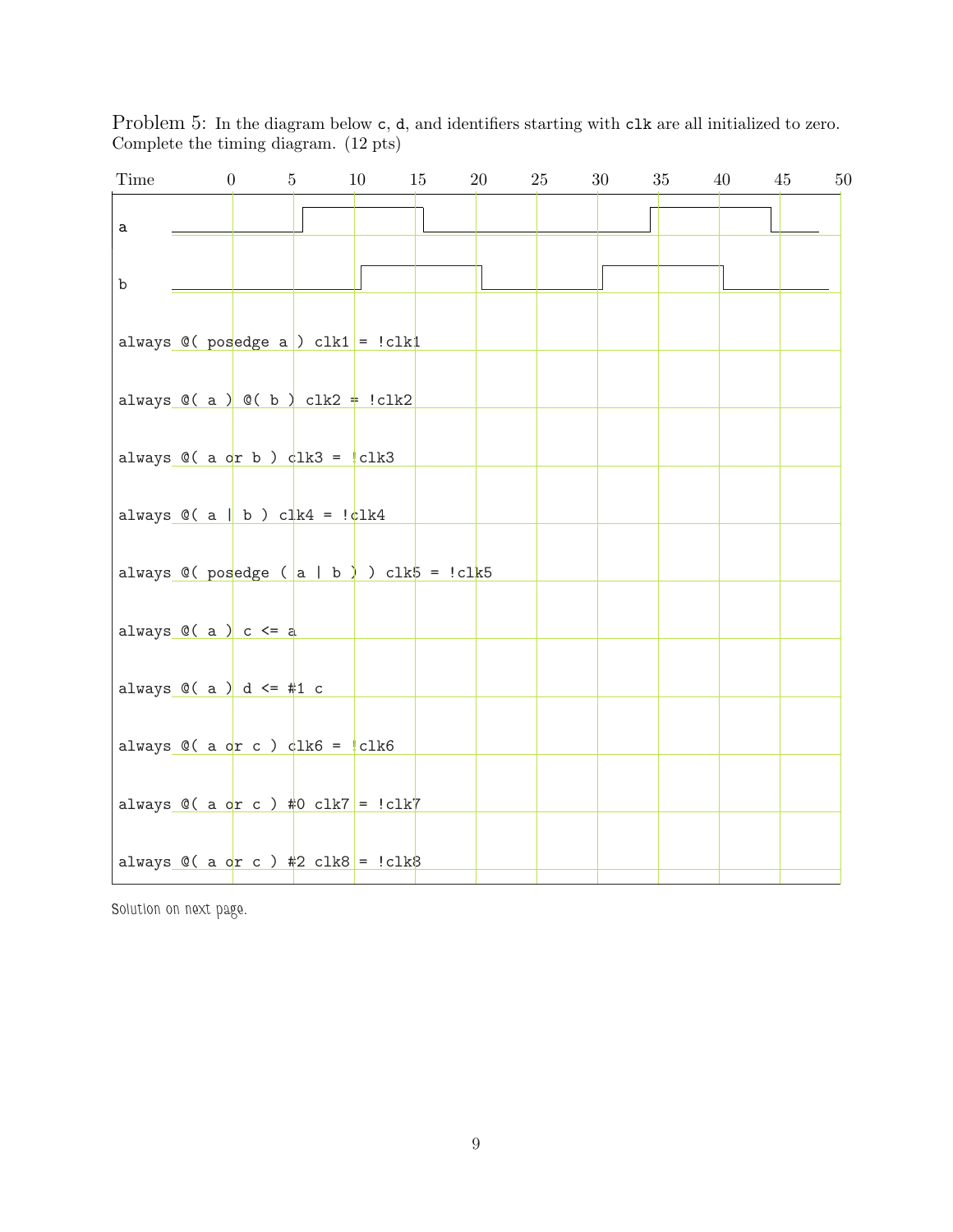Problem 5: In the diagram below `c`, `d`, and identifiers starting with `clk` are all initialized to zero. Complete the timing diagram. (12 pts)

Time 0 5 10 15 20 25 30 35 40 45 50

a

b

```
always @( posedge a ) clk1 = !clk1

always @( a ) @( b ) clk2 = !clk2

always @( a or b ) clk3 = !clk3

always @( a | b ) clk4 = !clk4

always @( posedge ( a | b ) ) clk5 = !clk5

always @( a ) c <= a

always @( a ) d <= #1 c

always @( a or c ) clk6 = !clk6

always @( a or c ) #0 clk7 = !clk7

always @( a or c ) #2 clk8 = !clk8
```

Solution on next page.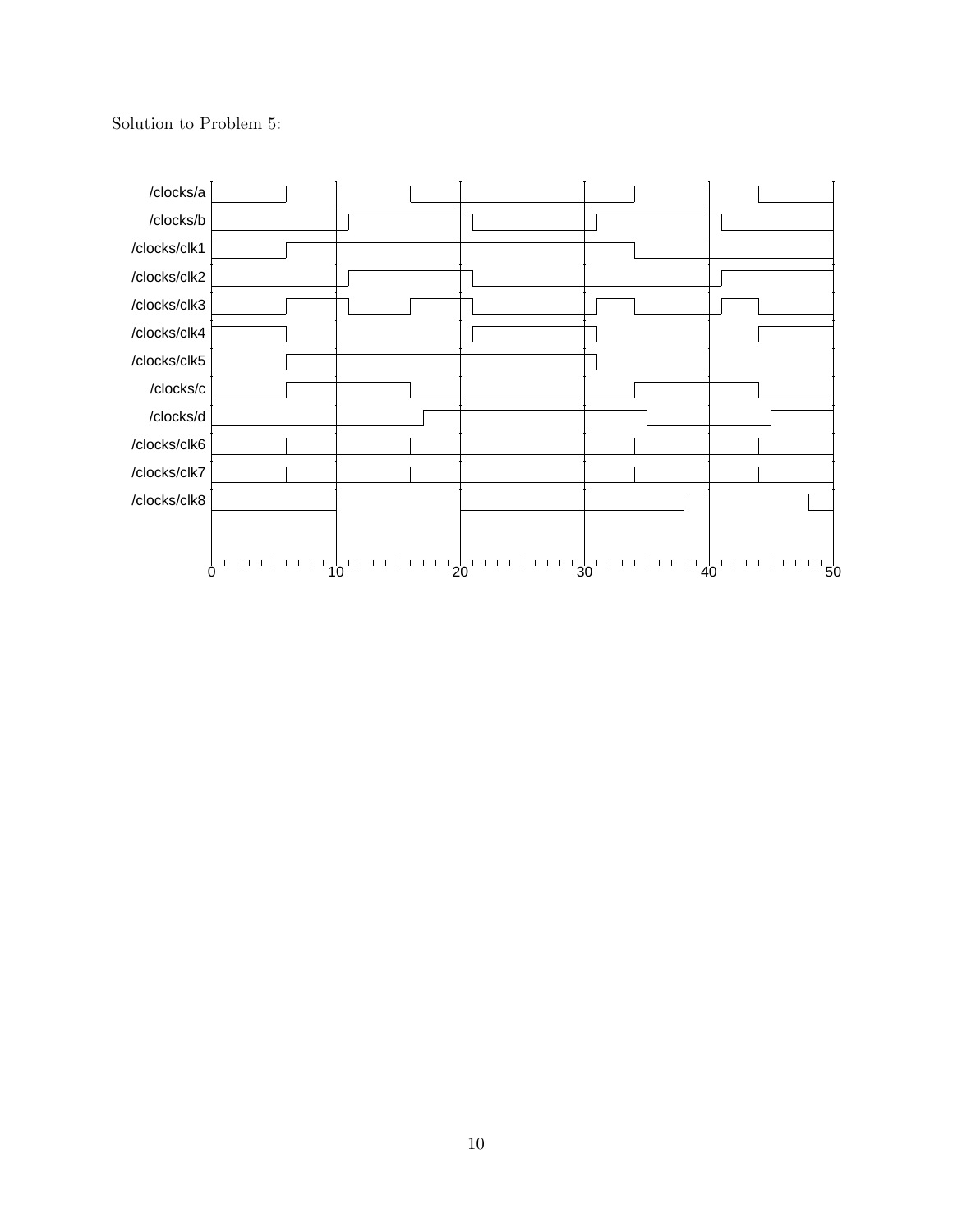Solution to Problem 5: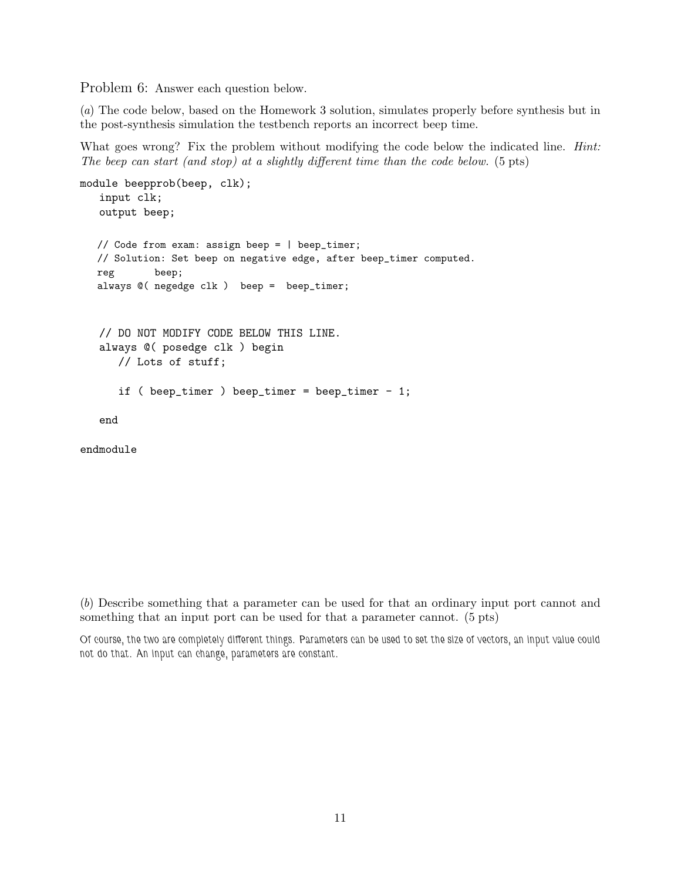Problem 6: Answer each question below.

(*a*) The code below, based on the Homework 3 solution, simulates properly before synthesis but in the post-synthesis simulation the testbench reports an incorrect beep time.

What goes wrong? Fix the problem without modifying the code below the indicated line. *Hint: The beep can start (and stop) at a slightly different time than the code below.* (5 pts)

```
module beepprob(beep, clk);
   input clk;
   output beep;

   // Code from exam: assign beep = | beep_timer;
   // Solution: Set beep on negative edge, after beep_timer computed.
   reg       beep;
   always @( negedge clk )  beep =  beep_timer;


   // DO NOT MODIFY CODE BELOW THIS LINE.
   always @( posedge clk ) begin
      // Lots of stuff;

      if ( beep_timer ) beep_timer = beep_timer - 1;

   end

endmodule
```

(*b*) Describe something that a parameter can be used for that an ordinary input port cannot and something that an input port can be used for that a parameter cannot. (5 pts)

Of course, the two are completely different things. Parameters can be used to set the size of vectors, an input value could not do that. An input can change, parameters are constant.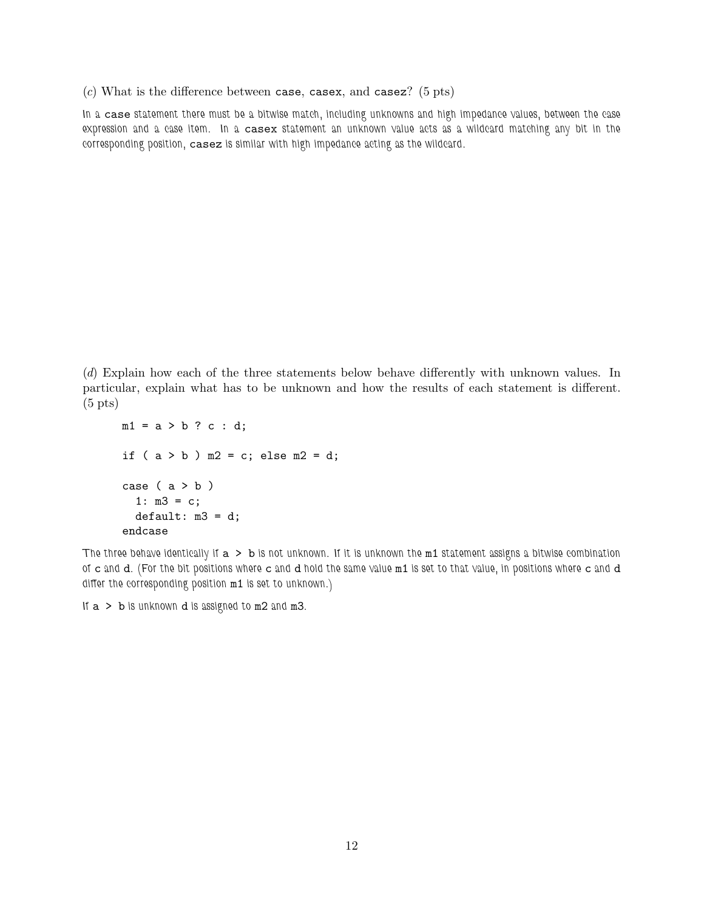(*c*) What is the difference between `case`, `casex`, and `casez`? (5 pts)

*In a `case` statement there must be a bitwise match, including unknowns and high impedance values, between the case expression and a case item. In a `casex` statement an unknown value acts as a wildcard matching any bit in the corresponding position, `casez` is similar with high impedance acting as the wildcard.*

(*d*) Explain how each of the three statements below behave differently with unknown values. In particular, explain what has to be unknown and how the results of each statement is different. (5 pts)

```
m1 = a > b ? c : d;

if ( a > b ) m2 = c; else m2 = d;

case ( a > b )
  1: m3 = c;
  default: m3 = d;
endcase
```

*The three behave identically if `a > b` is not unknown. If it is unknown the `m1` statement assigns a bitwise combination of `c` and `d`. (For the bit positions where `c` and `d` hold the same value `m1` is set to that value, in positions where `c` and `d` differ the corresponding position `m1` is set to unknown.)*

*If `a > b` is unknown `d` is assigned to `m2` and `m3`.*